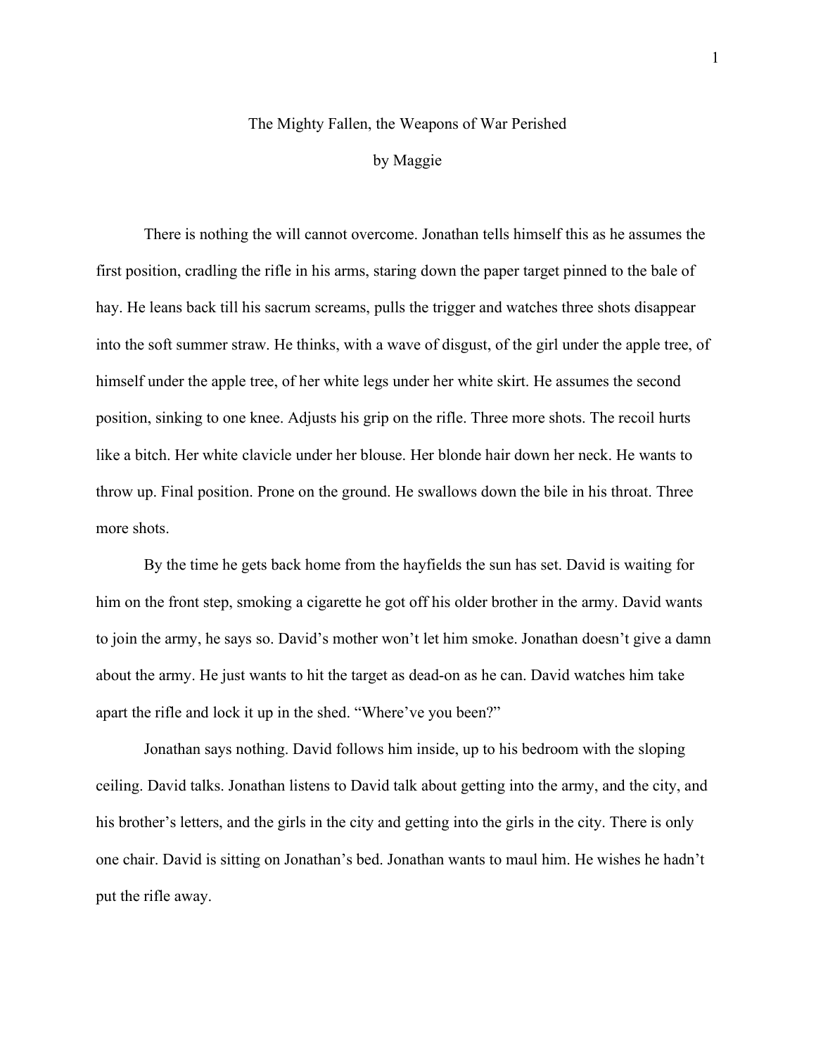# The Mighty Fallen, the Weapons of War Perished

by Maggie

There is nothing the will cannot overcome. Jonathan tells himself this as he assumes the first position, cradling the rifle in his arms, staring down the paper target pinned to the bale of hay. He leans back till his sacrum screams, pulls the trigger and watches three shots disappear into the soft summer straw. He thinks, with a wave of disgust, of the girl under the apple tree, of himself under the apple tree, of her white legs under her white skirt. He assumes the second position, sinking to one knee. Adjusts his grip on the rifle. Three more shots. The recoil hurts like a bitch. Her white clavicle under her blouse. Her blonde hair down her neck. He wants to throw up. Final position. Prone on the ground. He swallows down the bile in his throat. Three more shots.

By the time he gets back home from the hayfields the sun has set. David is waiting for him on the front step, smoking a cigarette he got off his older brother in the army. David wants to join the army, he says so. David's mother won't let him smoke. Jonathan doesn't give a damn about the army. He just wants to hit the target as dead-on as he can. David watches him take apart the rifle and lock it up in the shed. "Where've you been?"

Jonathan says nothing. David follows him inside, up to his bedroom with the sloping ceiling. David talks. Jonathan listens to David talk about getting into the army, and the city, and his brother's letters, and the girls in the city and getting into the girls in the city. There is only one chair. David is sitting on Jonathan's bed. Jonathan wants to maul him. He wishes he hadn't put the rifle away.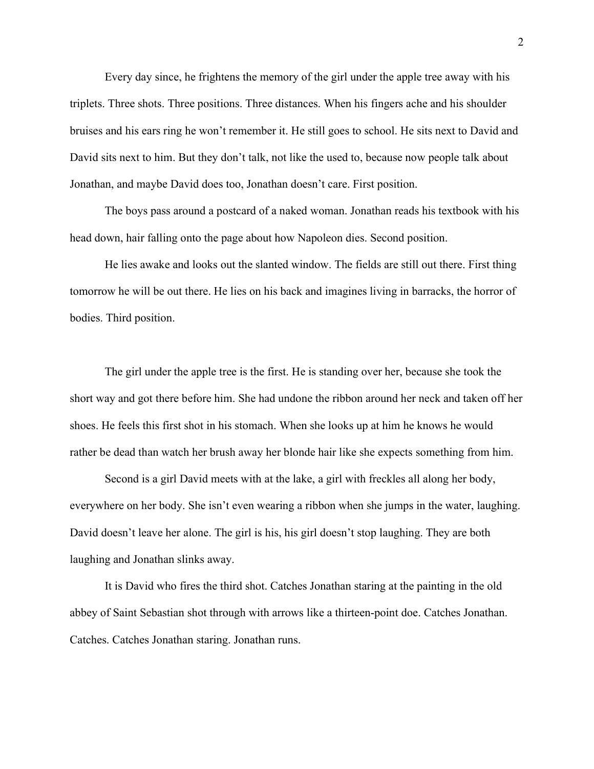Every day since, he frightens the memory of the girl under the apple tree away with his triplets. Three shots. Three positions. Three distances. When his fingers ache and his shoulder bruises and his ears ring he won't remember it. He still goes to school. He sits next to David and David sits next to him. But they don't talk, not like the used to, because now people talk about Jonathan, and maybe David does too, Jonathan doesn't care. First position.

The boys pass around a postcard of a naked woman. Jonathan reads his textbook with his head down, hair falling onto the page about how Napoleon dies. Second position.

He lies awake and looks out the slanted window. The fields are still out there. First thing tomorrow he will be out there. He lies on his back and imagines living in barracks, the horror of bodies. Third position.

The girl under the apple tree is the first. He is standing over her, because she took the short way and got there before him. She had undone the ribbon around her neck and taken off her shoes. He feels this first shot in his stomach. When she looks up at him he knows he would rather be dead than watch her brush away her blonde hair like she expects something from him.

Second is a girl David meets with at the lake, a girl with freckles all along her body, everywhere on her body. She isn't even wearing a ribbon when she jumps in the water, laughing. David doesn't leave her alone. The girl is his, his girl doesn't stop laughing. They are both laughing and Jonathan slinks away.

It is David who fires the third shot. Catches Jonathan staring at the painting in the old abbey of Saint Sebastian shot through with arrows like a thirteen-point doe. Catches Jonathan. Catches. Catches Jonathan staring. Jonathan runs.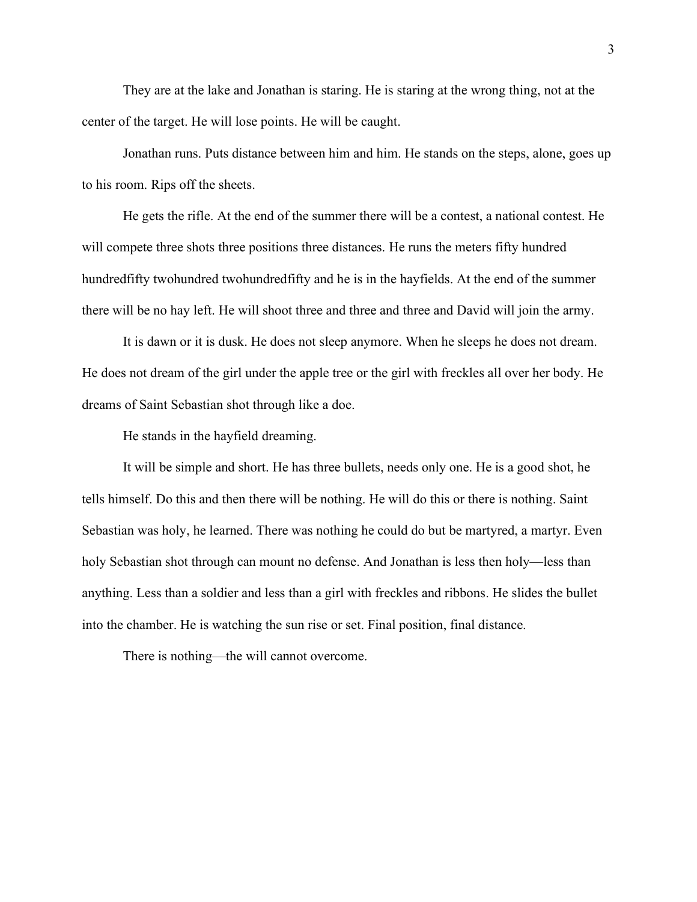They are at the lake and Jonathan is staring. He is staring at the wrong thing, not at the center of the target. He will lose points. He will be caught.

Jonathan runs. Puts distance between him and him. He stands on the steps, alone, goes up to his room. Rips off the sheets.

He gets the rifle. At the end of the summer there will be a contest, a national contest. He will compete three shots three positions three distances. He runs the meters fifty hundred hundredfifty twohundred twohundredfifty and he is in the hayfields. At the end of the summer there will be no hay left. He will shoot three and three and three and David will join the army.

It is dawn or it is dusk. He does not sleep anymore. When he sleeps he does not dream. He does not dream of the girl under the apple tree or the girl with freckles all over her body. He dreams of Saint Sebastian shot through like a doe.

He stands in the hayfield dreaming.

It will be simple and short. He has three bullets, needs only one. He is a good shot, he tells himself. Do this and then there will be nothing. He will do this or there is nothing. Saint Sebastian was holy, he learned. There was nothing he could do but be martyred, a martyr. Even holy Sebastian shot through can mount no defense. And Jonathan is less then holy—less than anything. Less than a soldier and less than a girl with freckles and ribbons. He slides the bullet into the chamber. He is watching the sun rise or set. Final position, final distance.

There is nothing—the will cannot overcome.